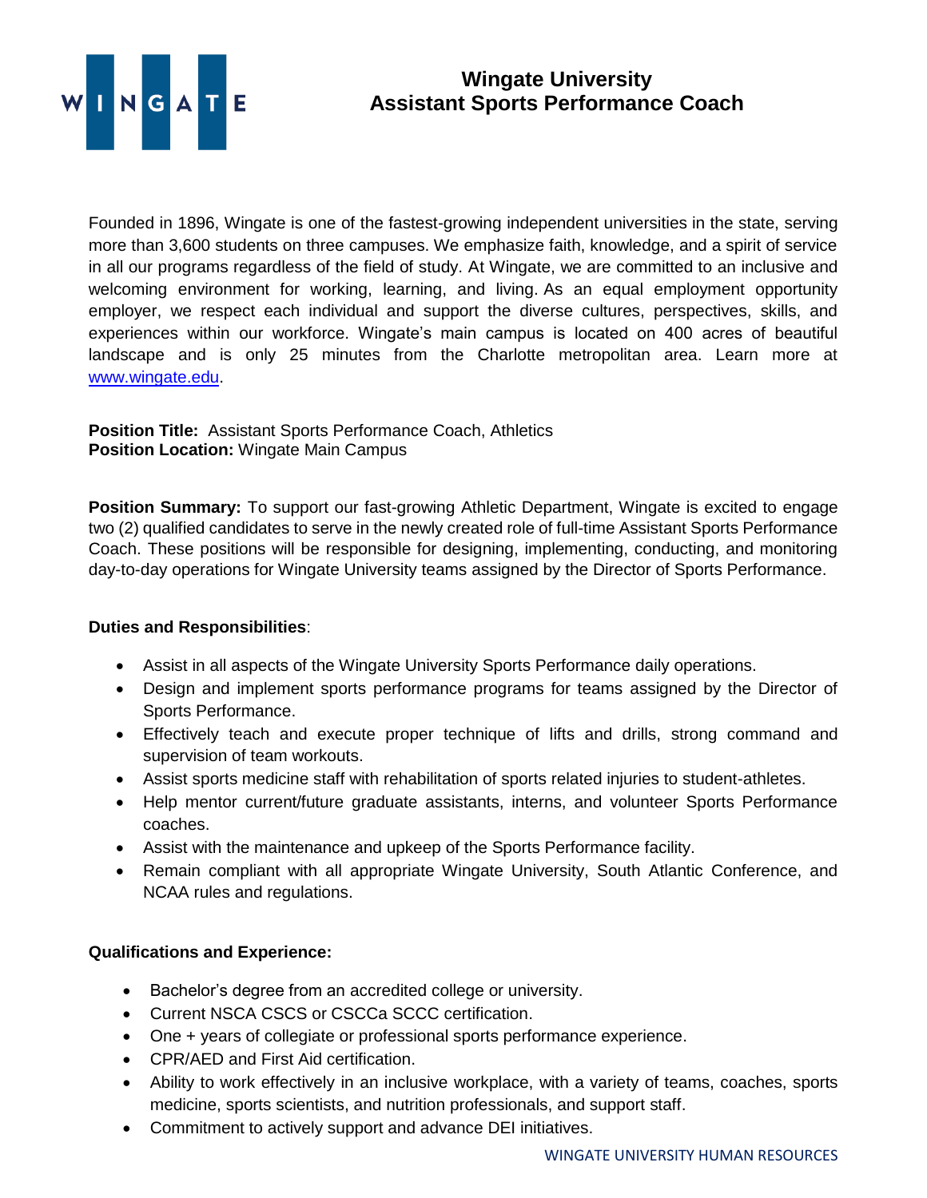# Wingate University
## Assistant Sports Performance Coach

Founded in 1896, Wingate is one of the fastest-growing independent universities in the state, serving more than 3,600 students on three campuses. We emphasize faith, knowledge, and a spirit of service in all our programs regardless of the field of study. At Wingate, we are committed to an inclusive and welcoming environment for working, learning, and living. As an equal employment opportunity employer, we respect each individual and support the diverse cultures, perspectives, skills, and experiences within our workforce. Wingate's main campus is located on 400 acres of beautiful landscape and is only 25 minutes from the Charlotte metropolitan area. Learn more at [www.wingate.edu](http://www.wingate.edu).

**Position Title:** Assistant Sports Performance Coach, Athletics
**Position Location:** Wingate Main Campus

**Position Summary:** To support our fast-growing Athletic Department, Wingate is excited to engage two (2) qualified candidates to serve in the newly created role of full-time Assistant Sports Performance Coach. These positions will be responsible for designing, implementing, conducting, and monitoring day-to-day operations for Wingate University teams assigned by the Director of Sports Performance.

**Duties and Responsibilities**:

- Assist in all aspects of the Wingate University Sports Performance daily operations.
- Design and implement sports performance programs for teams assigned by the Director of Sports Performance.
- Effectively teach and execute proper technique of lifts and drills, strong command and supervision of team workouts.
- Assist sports medicine staff with rehabilitation of sports related injuries to student-athletes.
- Help mentor current/future graduate assistants, interns, and volunteer Sports Performance coaches.
- Assist with the maintenance and upkeep of the Sports Performance facility.
- Remain compliant with all appropriate Wingate University, South Atlantic Conference, and NCAA rules and regulations.

**Qualifications and Experience:**

- Bachelor's degree from an accredited college or university.
- Current NSCA CSCS or CSCCa SCCC certification.
- One + years of collegiate or professional sports performance experience.
- CPR/AED and First Aid certification.
- Ability to work effectively in an inclusive workplace, with a variety of teams, coaches, sports medicine, sports scientists, and nutrition professionals, and support staff.
- Commitment to actively support and advance DEI initiatives.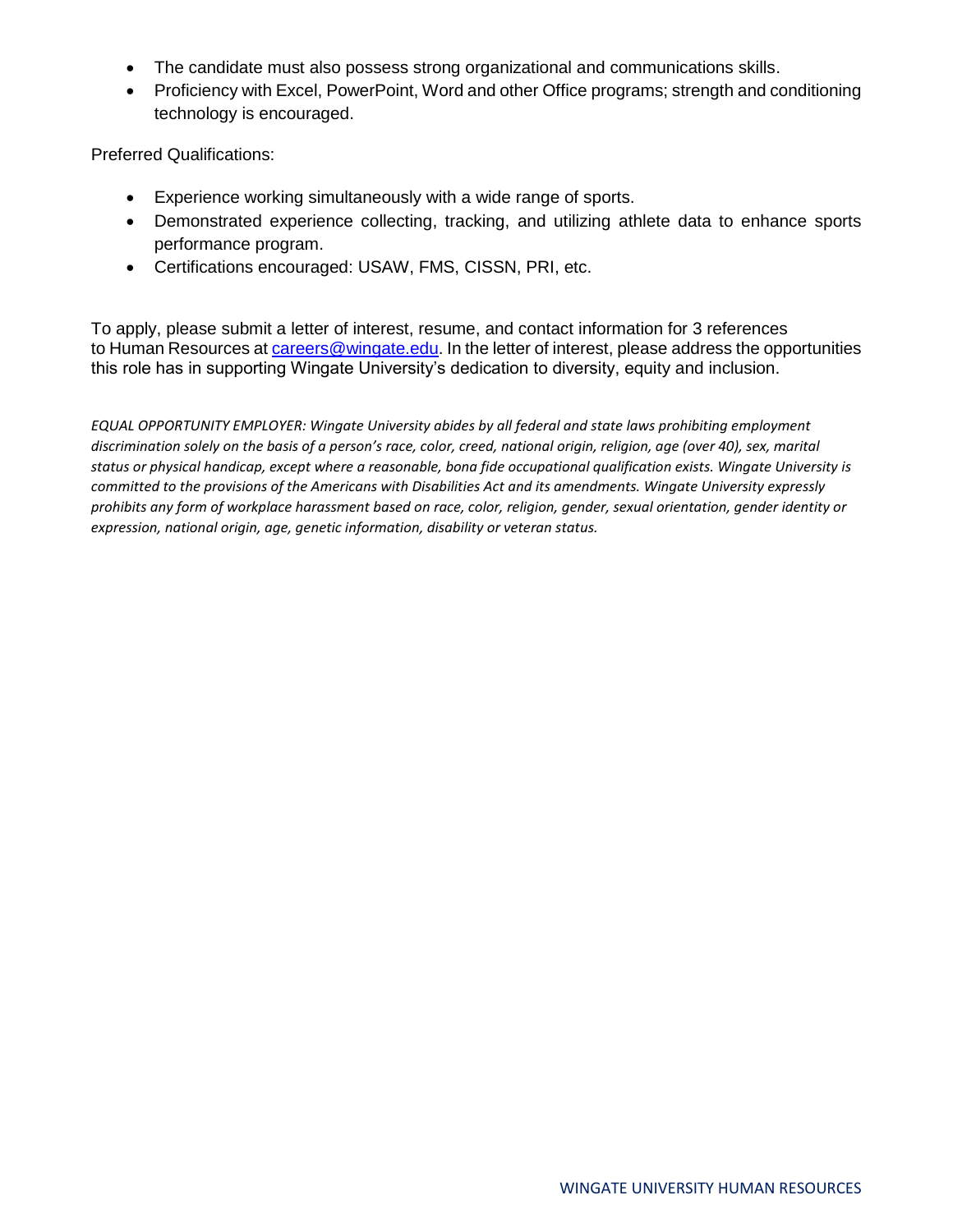- The candidate must also possess strong organizational and communications skills.
- Proficiency with Excel, PowerPoint, Word and other Office programs; strength and conditioning technology is encouraged.

Preferred Qualifications:

- Experience working simultaneously with a wide range of sports.
- Demonstrated experience collecting, tracking, and utilizing athlete data to enhance sports performance program.
- Certifications encouraged: USAW, FMS, CISSN, PRI, etc.

To apply, please submit a letter of interest, resume, and contact information for 3 references to Human Resources at careers@wingate.edu. In the letter of interest, please address the opportunities this role has in supporting Wingate University's dedication to diversity, equity and inclusion.

*EQUAL OPPORTUNITY EMPLOYER: Wingate University abides by all federal and state laws prohibiting employment discrimination solely on the basis of a person's race, color, creed, national origin, religion, age (over 40), sex, marital status or physical handicap, except where a reasonable, bona fide occupational qualification exists. Wingate University is committed to the provisions of the Americans with Disabilities Act and its amendments. Wingate University expressly prohibits any form of workplace harassment based on race, color, religion, gender, sexual orientation, gender identity or expression, national origin, age, genetic information, disability or veteran status.*